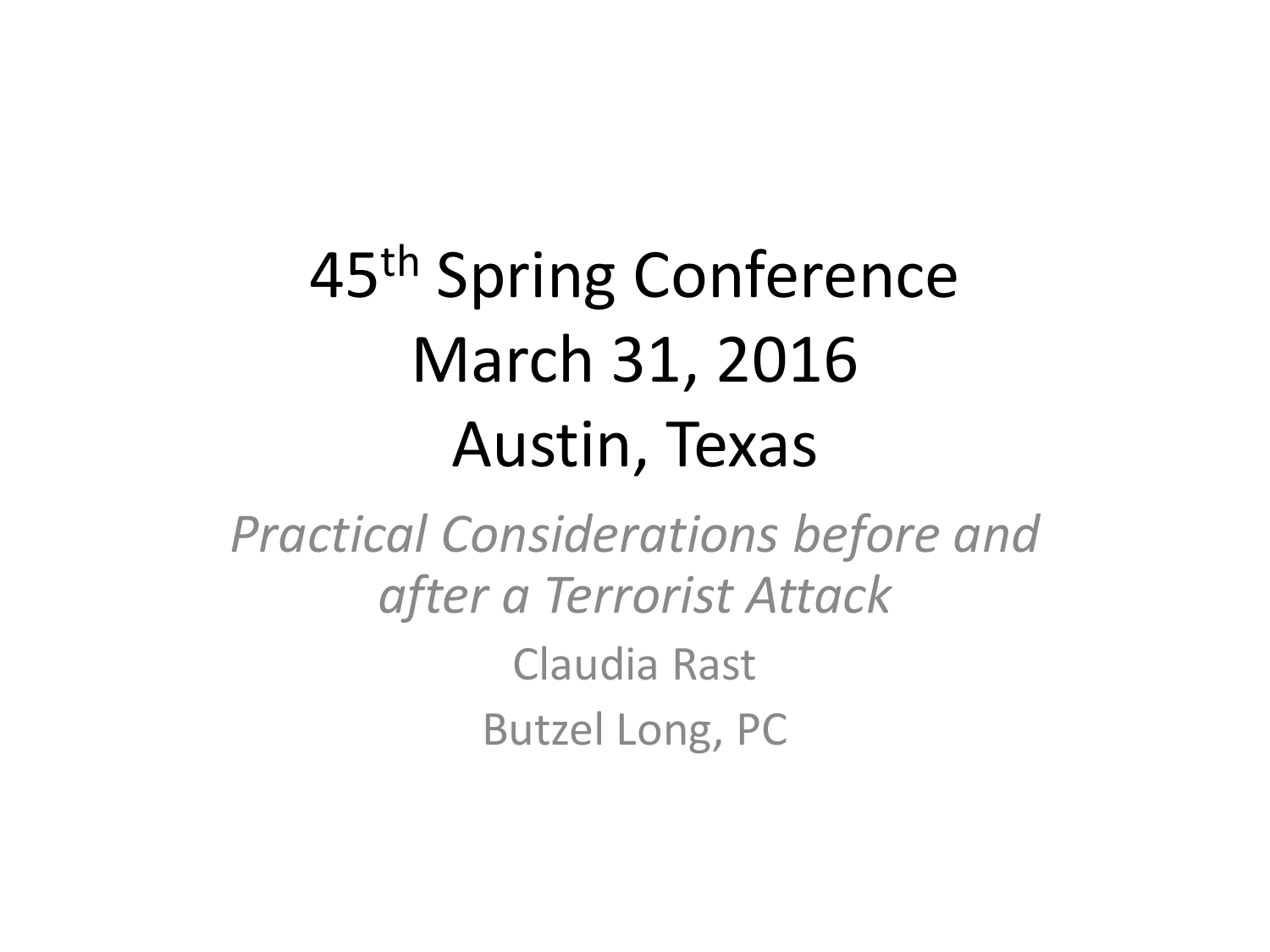# 45th Spring Conference
# March 31, 2016
# Austin, Texas

*Practical Considerations before and after a Terrorist Attack*

Claudia Rast

Butzel Long, PC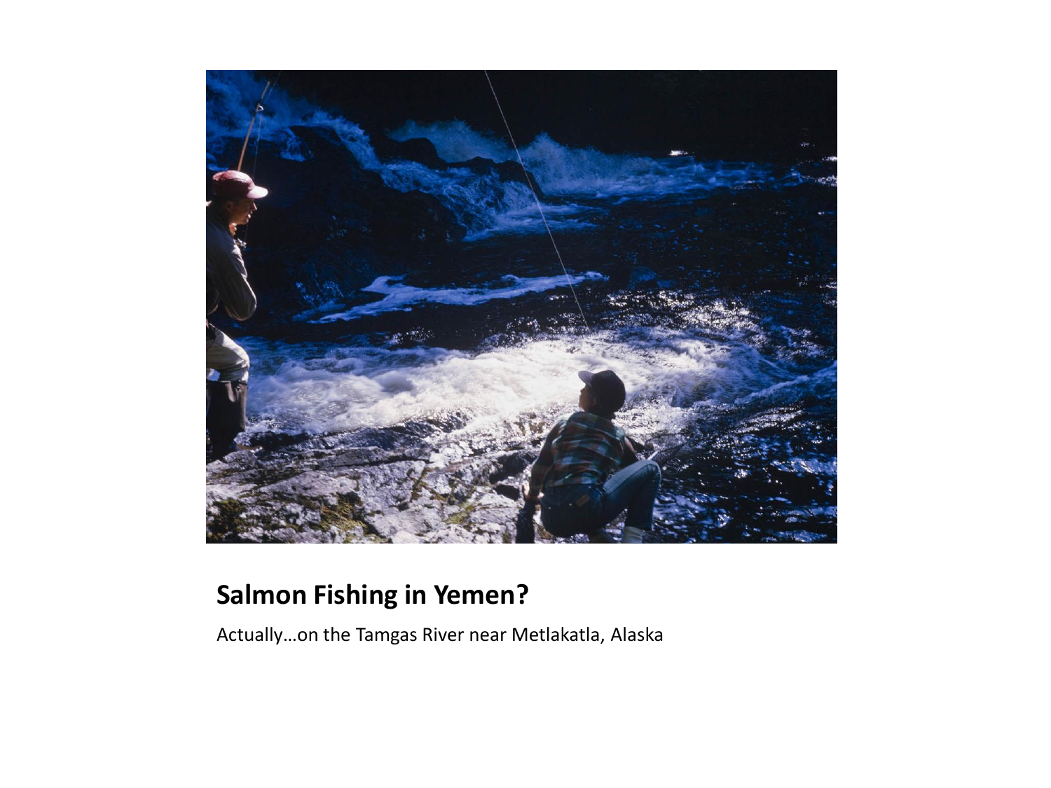## Salmon Fishing in Yemen?

Actually…on the Tamgas River near Metlakatla, Alaska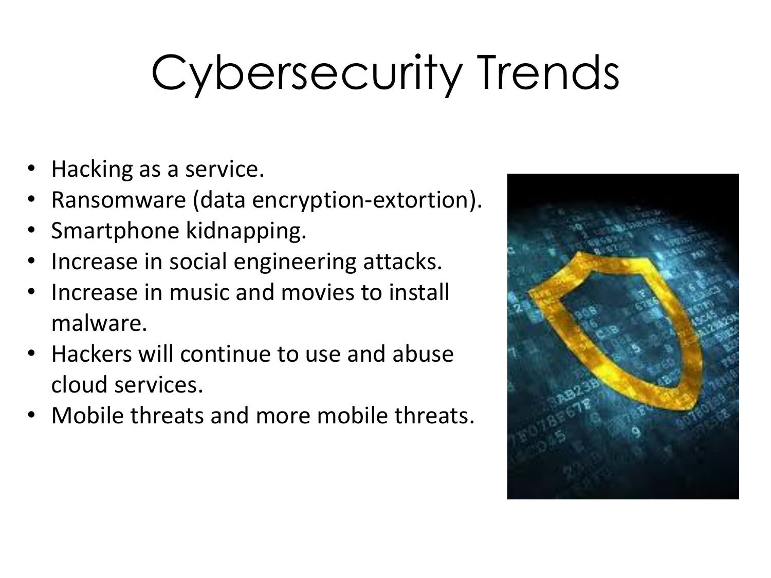# Cybersecurity Trends

- Hacking as a service.
- Ransomware (data encryption-extortion).
- Smartphone kidnapping.
- Increase in social engineering attacks.
- Increase in music and movies to install malware.
- Hackers will continue to use and abuse cloud services.
- Mobile threats and more mobile threats.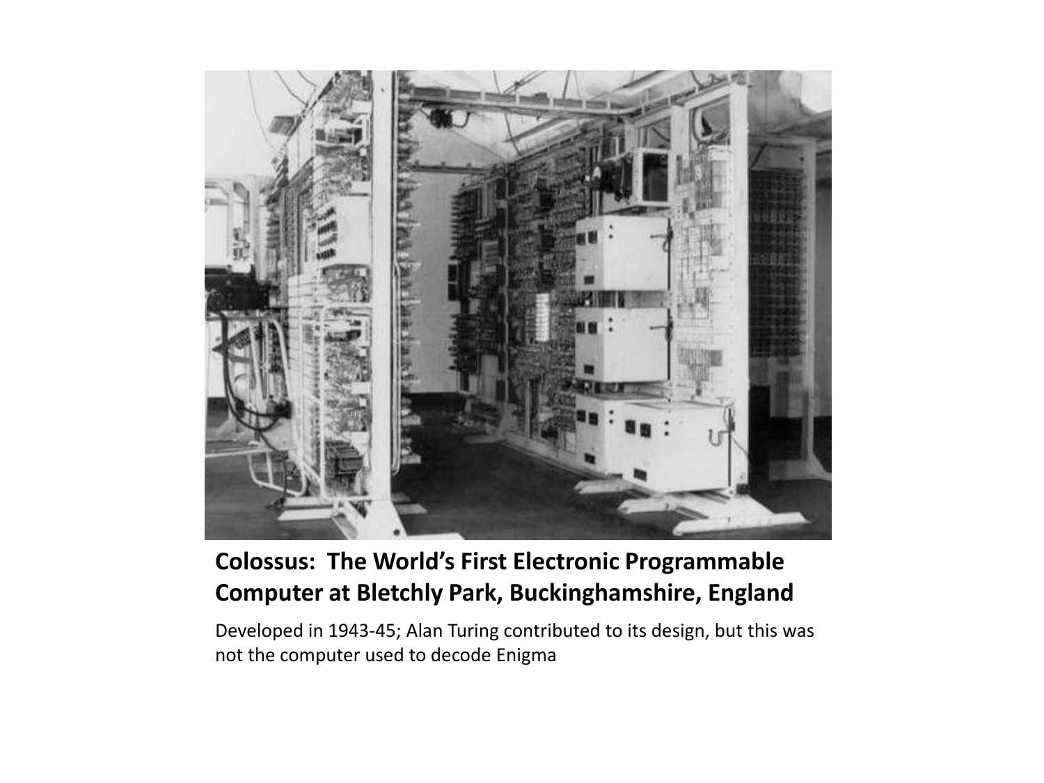**Colossus: The World's First Electronic Programmable Computer at Bletchly Park, Buckinghamshire, England**

Developed in 1943-45; Alan Turing contributed to its design, but this was not the computer used to decode Enigma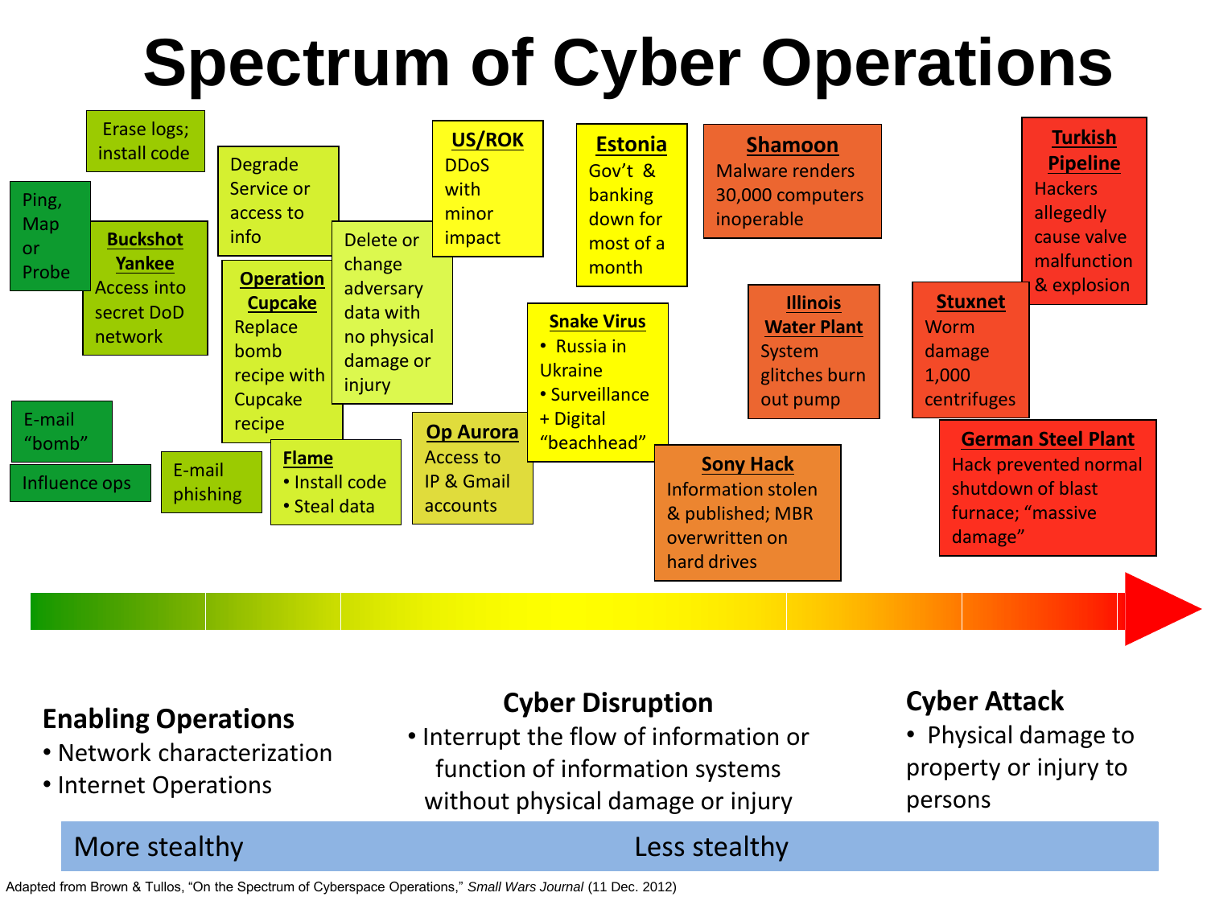# Spectrum of Cyber Operations

Erase logs; install code

Ping, Map or Probe

**Buckshot Yankee**
Access into secret DoD network

Degrade Service or access to info

**Operation Cupcake**
Replace bomb recipe with Cupcake recipe

Delete or change adversary data with no physical damage or injury

**US/ROK**
DDoS with minor impact

**Estonia**
Gov't & banking down for most of a month

**Shamoon**
Malware renders 30,000 computers inoperable

**Turkish Pipeline**
Hackers allegedly cause valve malfunction & explosion

**Illinois Water Plant**
System glitches burn out pump

**Stuxnet**
Worm damage 1,000 centrifuges

**Snake Virus**
- Russia in Ukraine
- Surveillance + Digital "beachhead"

E-mail "bomb"

Influence ops

E-mail phishing

**Flame**
- Install code
- Steal data

**Op Aurora**
Access to IP & Gmail accounts

**Sony Hack**
Information stolen & published; MBR overwritten on hard drives

**German Steel Plant**
Hack prevented normal shutdown of blast furnace; "massive damage"

**Enabling Operations**
- Network characterization
- Internet Operations

**Cyber Disruption**
- Interrupt the flow of information or function of information systems without physical damage or injury

**Cyber Attack**
- Physical damage to property or injury to persons

More stealthy — Less stealthy

Adapted from Brown & Tullos, "On the Spectrum of Cyberspace Operations," *Small Wars Journal* (11 Dec. 2012)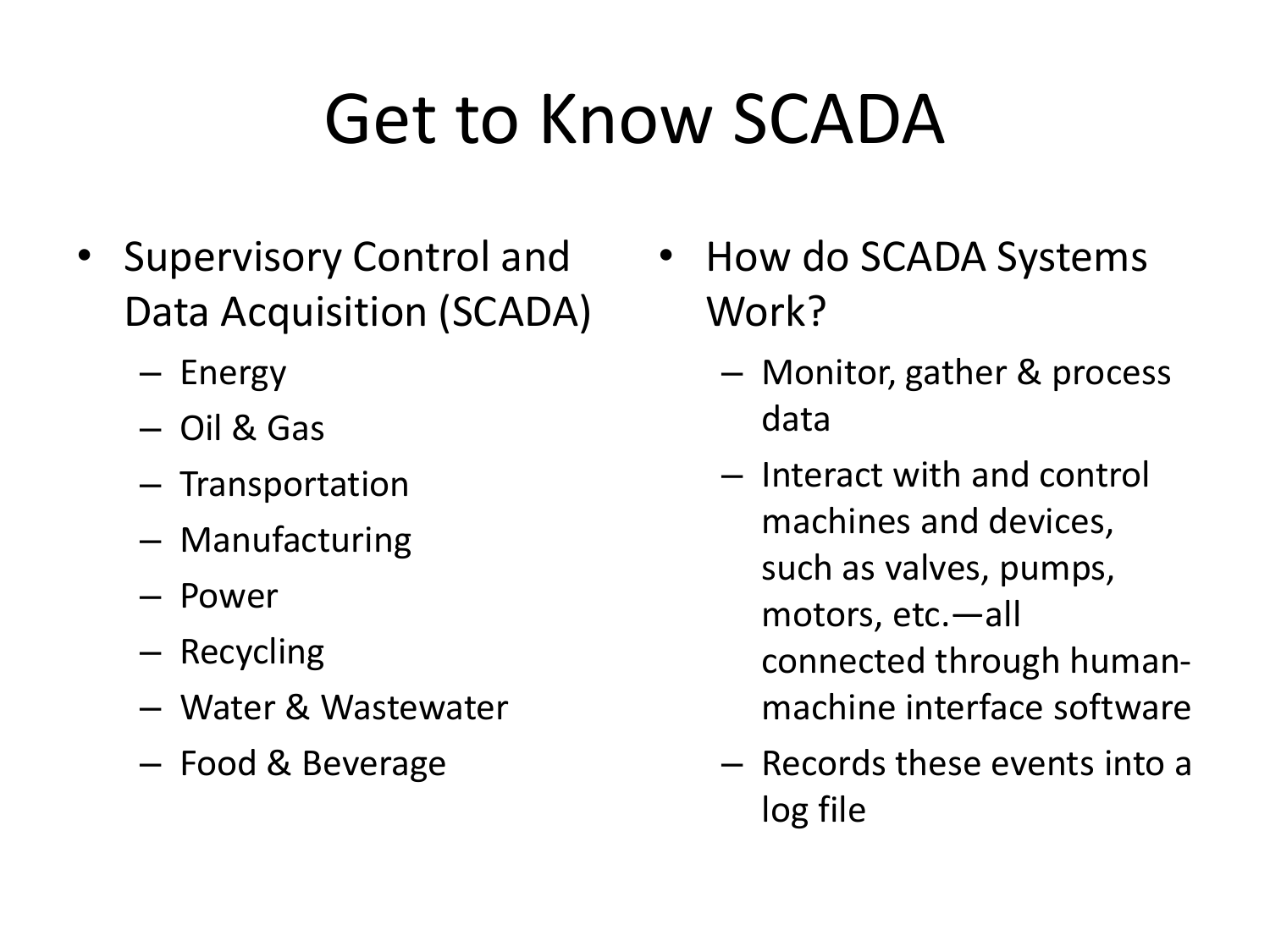# Get to Know SCADA

- Supervisory Control and Data Acquisition (SCADA)
  - Energy
  - Oil & Gas
  - Transportation
  - Manufacturing
  - Power
  - Recycling
  - Water & Wastewater
  - Food & Beverage
- How do SCADA Systems Work?
  - Monitor, gather & process data
  - Interact with and control machines and devices, such as valves, pumps, motors, etc.—all connected through human-machine interface software
  - Records these events into a log file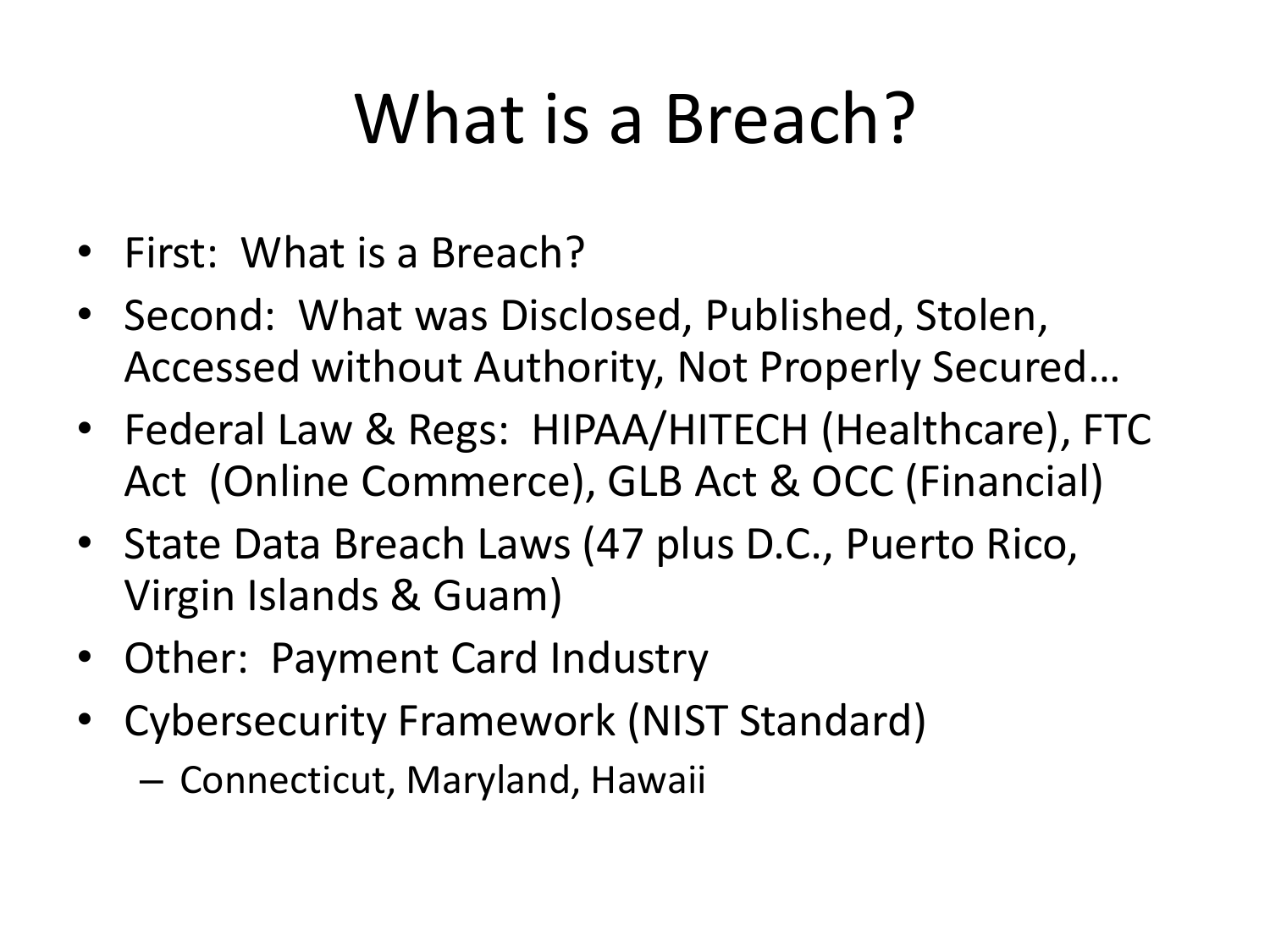# What is a Breach?

- First: What is a Breach?
- Second: What was Disclosed, Published, Stolen, Accessed without Authority, Not Properly Secured…
- Federal Law & Regs: HIPAA/HITECH (Healthcare), FTC Act (Online Commerce), GLB Act & OCC (Financial)
- State Data Breach Laws (47 plus D.C., Puerto Rico, Virgin Islands & Guam)
- Other: Payment Card Industry
- Cybersecurity Framework (NIST Standard)
  - Connecticut, Maryland, Hawaii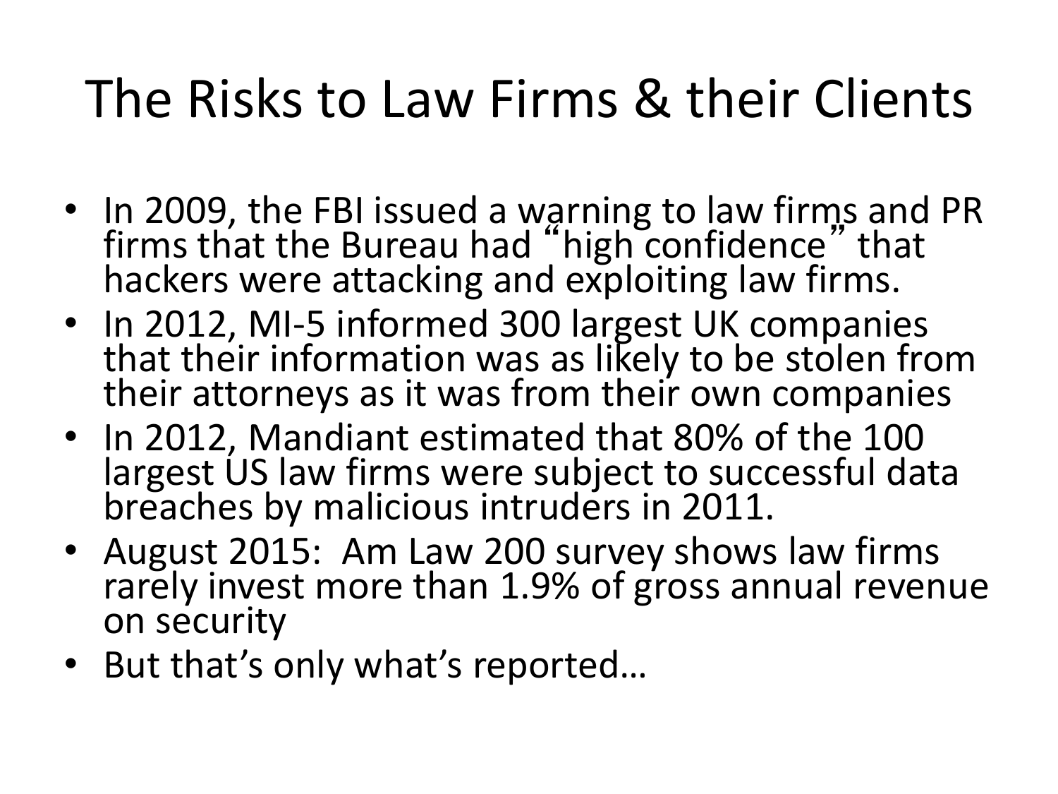# The Risks to Law Firms & their Clients

- In 2009, the FBI issued a warning to law firms and PR firms that the Bureau had "high confidence" that hackers were attacking and exploiting law firms.
- In 2012, MI-5 informed 300 largest UK companies that their information was as likely to be stolen from their attorneys as it was from their own companies
- In 2012, Mandiant estimated that 80% of the 100 largest US law firms were subject to successful data breaches by malicious intruders in 2011.
- August 2015: Am Law 200 survey shows law firms rarely invest more than 1.9% of gross annual revenue on security
- But that's only what's reported…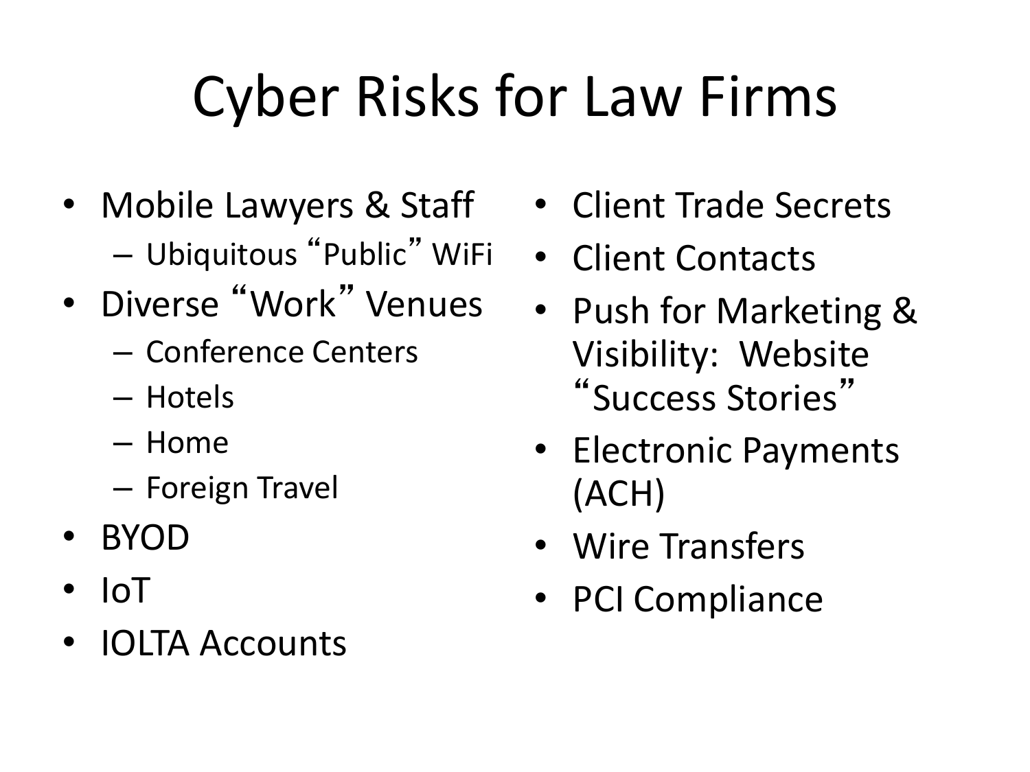# Cyber Risks for Law Firms

- Mobile Lawyers & Staff
  - Ubiquitous "Public" WiFi
- Diverse "Work" Venues
  - Conference Centers
  - Hotels
  - Home
  - Foreign Travel
- BYOD
- IoT
- IOLTA Accounts
- Client Trade Secrets
- Client Contacts
- Push for Marketing & Visibility: Website "Success Stories"
- Electronic Payments (ACH)
- Wire Transfers
- PCI Compliance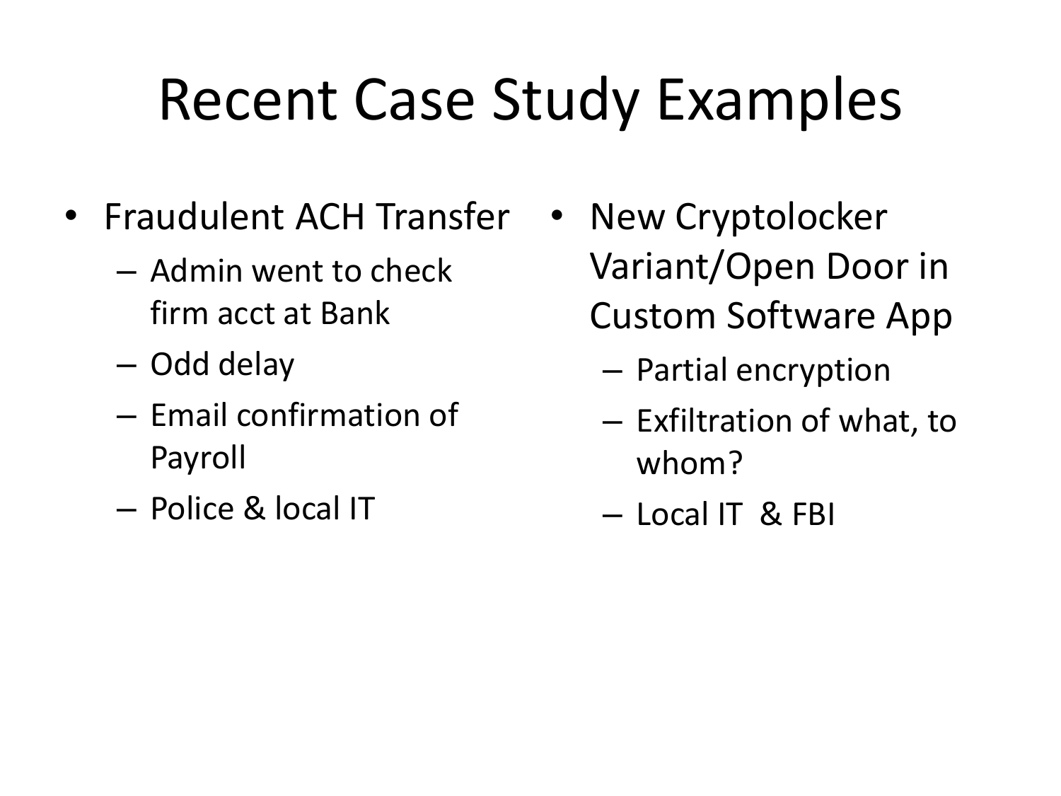# Recent Case Study Examples

- Fraudulent ACH Transfer
  - Admin went to check firm acct at Bank
  - Odd delay
  - Email confirmation of Payroll
  - Police & local IT
- New Cryptolocker Variant/Open Door in Custom Software App
  - Partial encryption
  - Exfiltration of what, to whom?
  - Local IT & FBI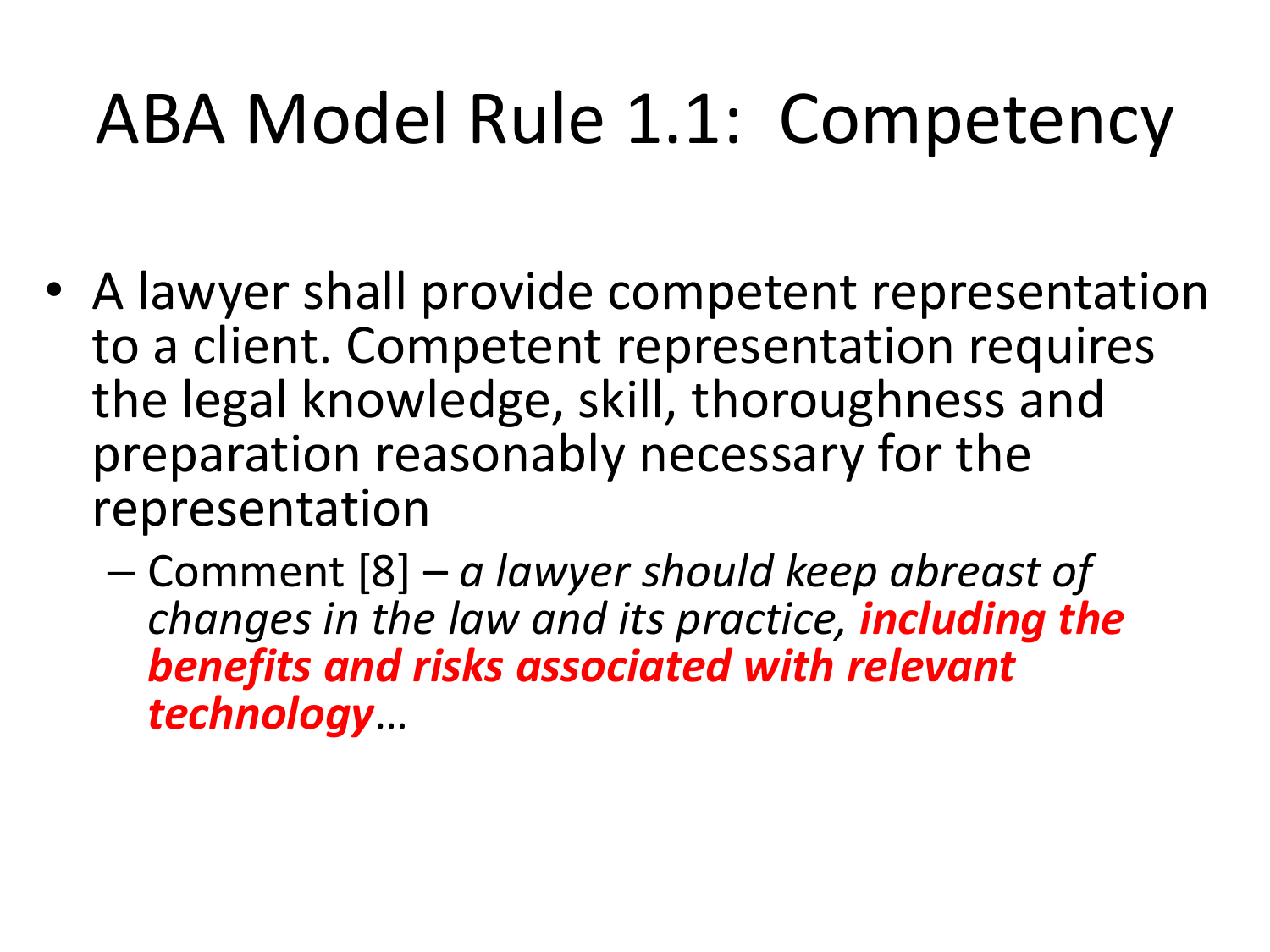# ABA Model Rule 1.1: Competency

- A lawyer shall provide competent representation to a client. Competent representation requires the legal knowledge, skill, thoroughness and preparation reasonably necessary for the representation
  - Comment [8] – *a lawyer should keep abreast of changes in the law and its practice,* ***including the benefits and risks associated with relevant technology****…*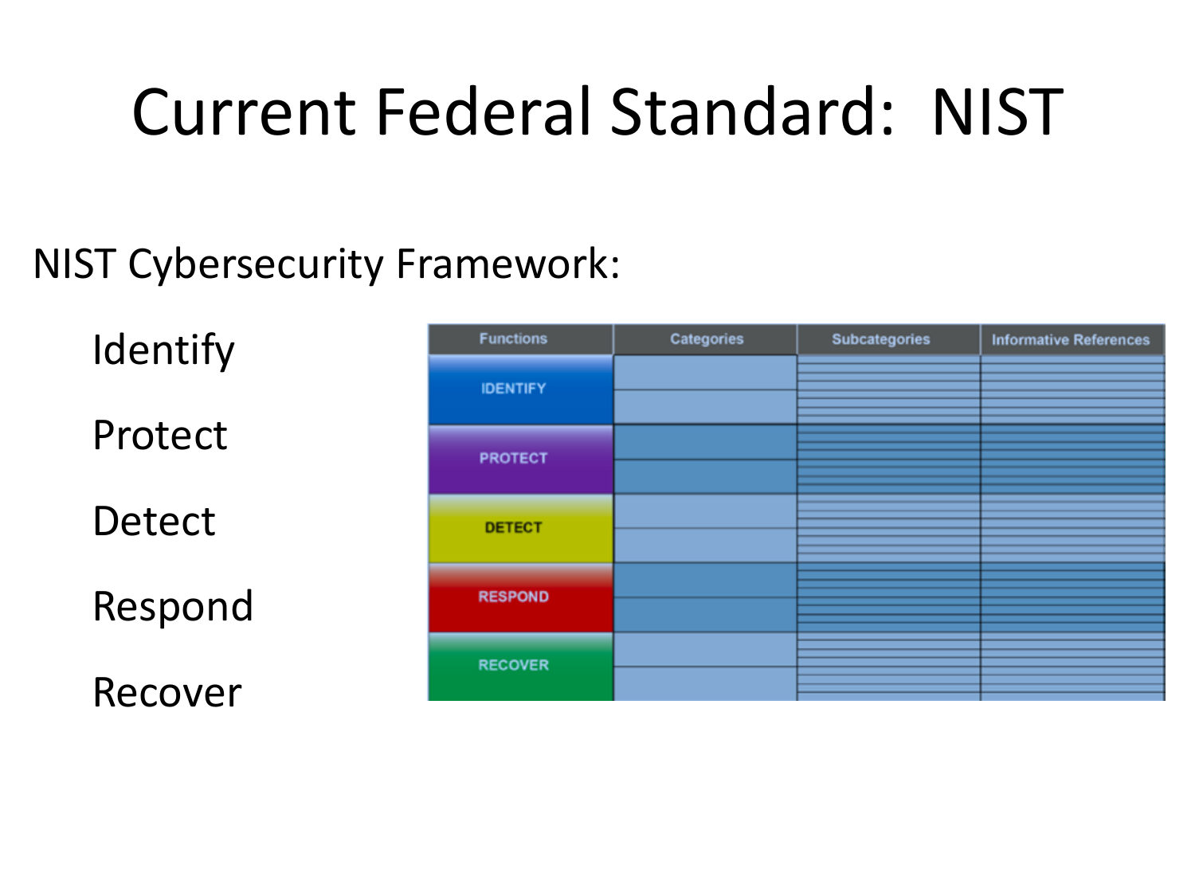# Current Federal Standard: NIST

NIST Cybersecurity Framework:

- Identify
- Protect
- Detect
- Respond
- Recover

| Functions | Categories | Subcategories | Informative References |
| --- | --- | --- | --- |
| IDENTIFY | | | |
| PROTECT | | | |
| DETECT | | | |
| RESPOND | | | |
| RECOVER | | | |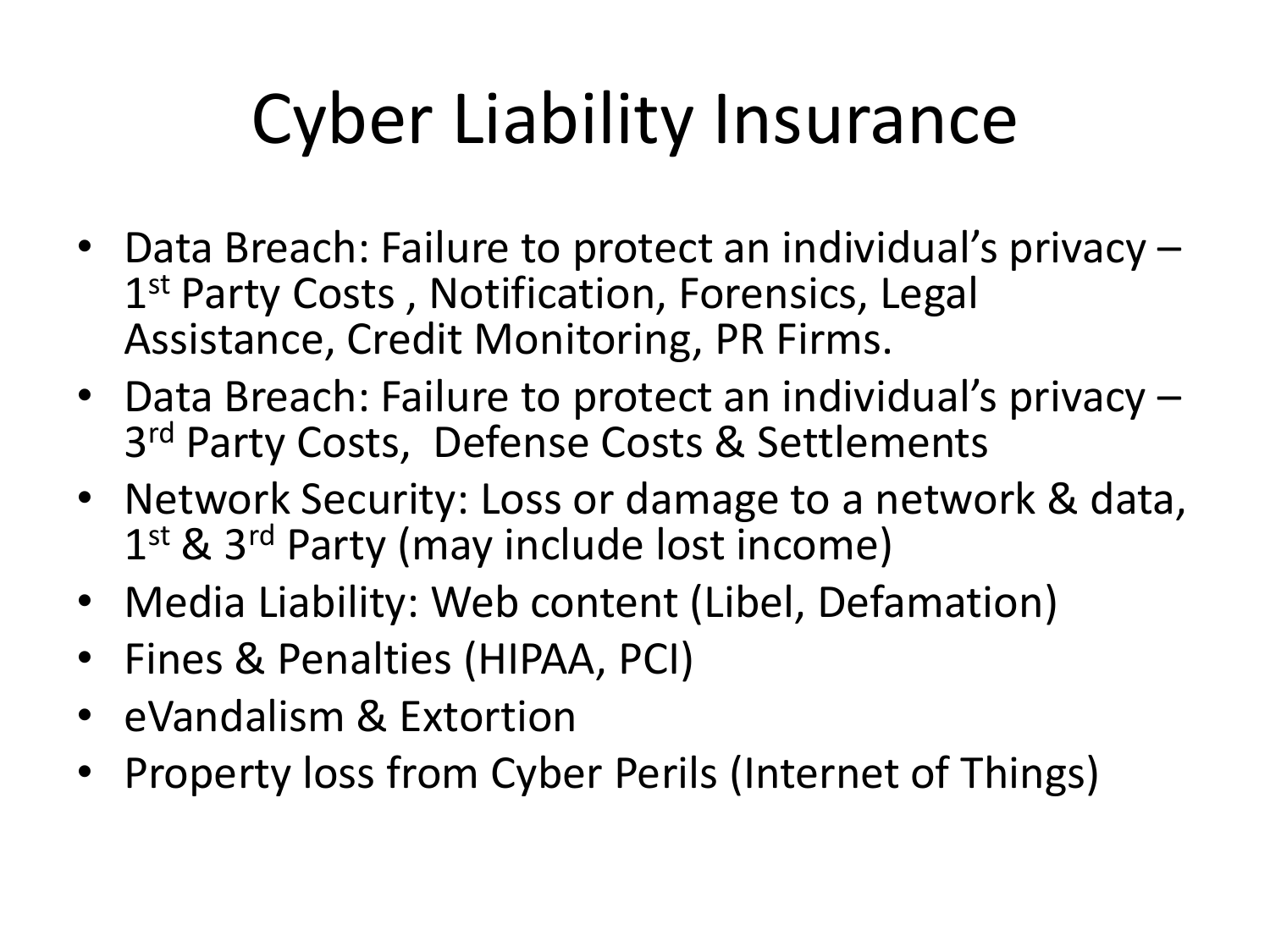# Cyber Liability Insurance

- Data Breach: Failure to protect an individual's privacy – 1st Party Costs , Notification, Forensics, Legal Assistance, Credit Monitoring, PR Firms.
- Data Breach: Failure to protect an individual's privacy – 3rd Party Costs, Defense Costs & Settlements
- Network Security: Loss or damage to a network & data, 1st & 3rd Party (may include lost income)
- Media Liability: Web content (Libel, Defamation)
- Fines & Penalties (HIPAA, PCI)
- eVandalism & Extortion
- Property loss from Cyber Perils (Internet of Things)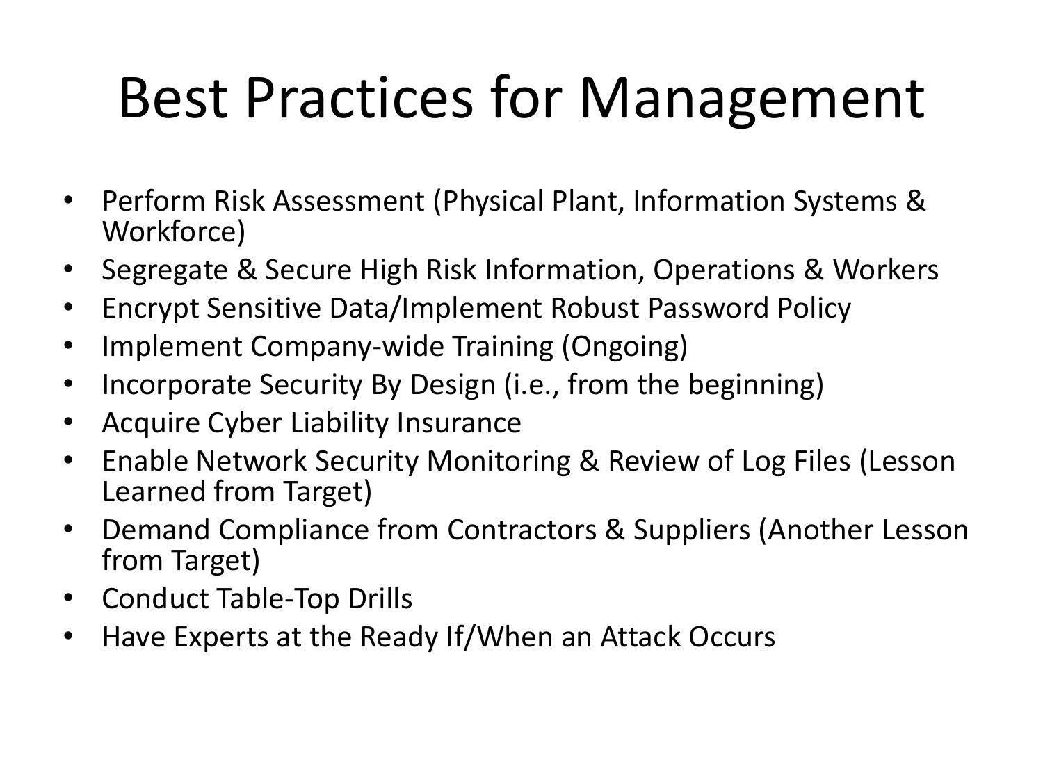# Best Practices for Management

- Perform Risk Assessment (Physical Plant, Information Systems & Workforce)
- Segregate & Secure High Risk Information, Operations & Workers
- Encrypt Sensitive Data/Implement Robust Password Policy
- Implement Company-wide Training (Ongoing)
- Incorporate Security By Design (i.e., from the beginning)
- Acquire Cyber Liability Insurance
- Enable Network Security Monitoring & Review of Log Files (Lesson Learned from Target)
- Demand Compliance from Contractors & Suppliers (Another Lesson from Target)
- Conduct Table-Top Drills
- Have Experts at the Ready If/When an Attack Occurs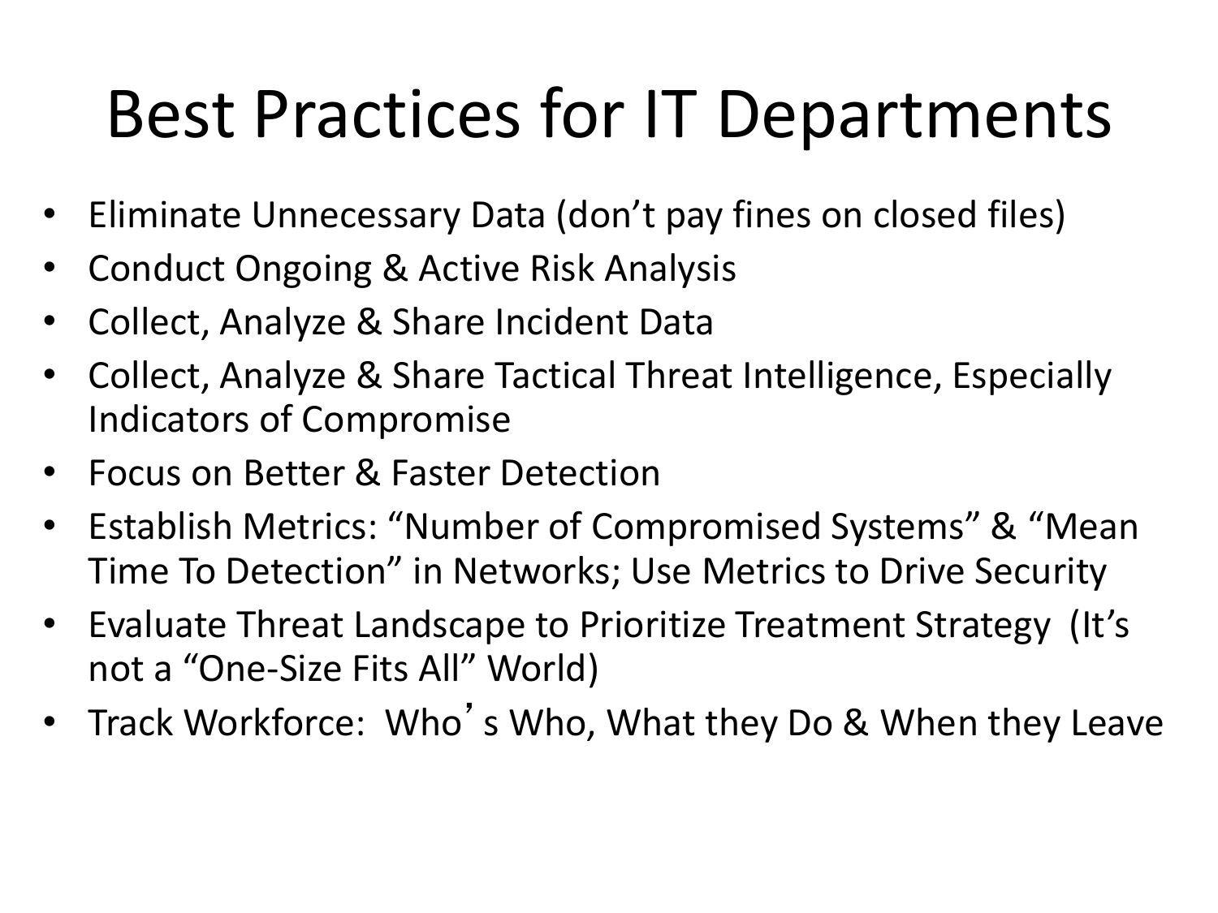# Best Practices for IT Departments

- Eliminate Unnecessary Data (don’t pay fines on closed files)
- Conduct Ongoing & Active Risk Analysis
- Collect, Analyze & Share Incident Data
- Collect, Analyze & Share Tactical Threat Intelligence, Especially Indicators of Compromise
- Focus on Better & Faster Detection
- Establish Metrics: “Number of Compromised Systems” & “Mean Time To Detection” in Networks; Use Metrics to Drive Security
- Evaluate Threat Landscape to Prioritize Treatment Strategy (It’s not a “One-Size Fits All” World)
- Track Workforce: Who’s Who, What they Do & When they Leave